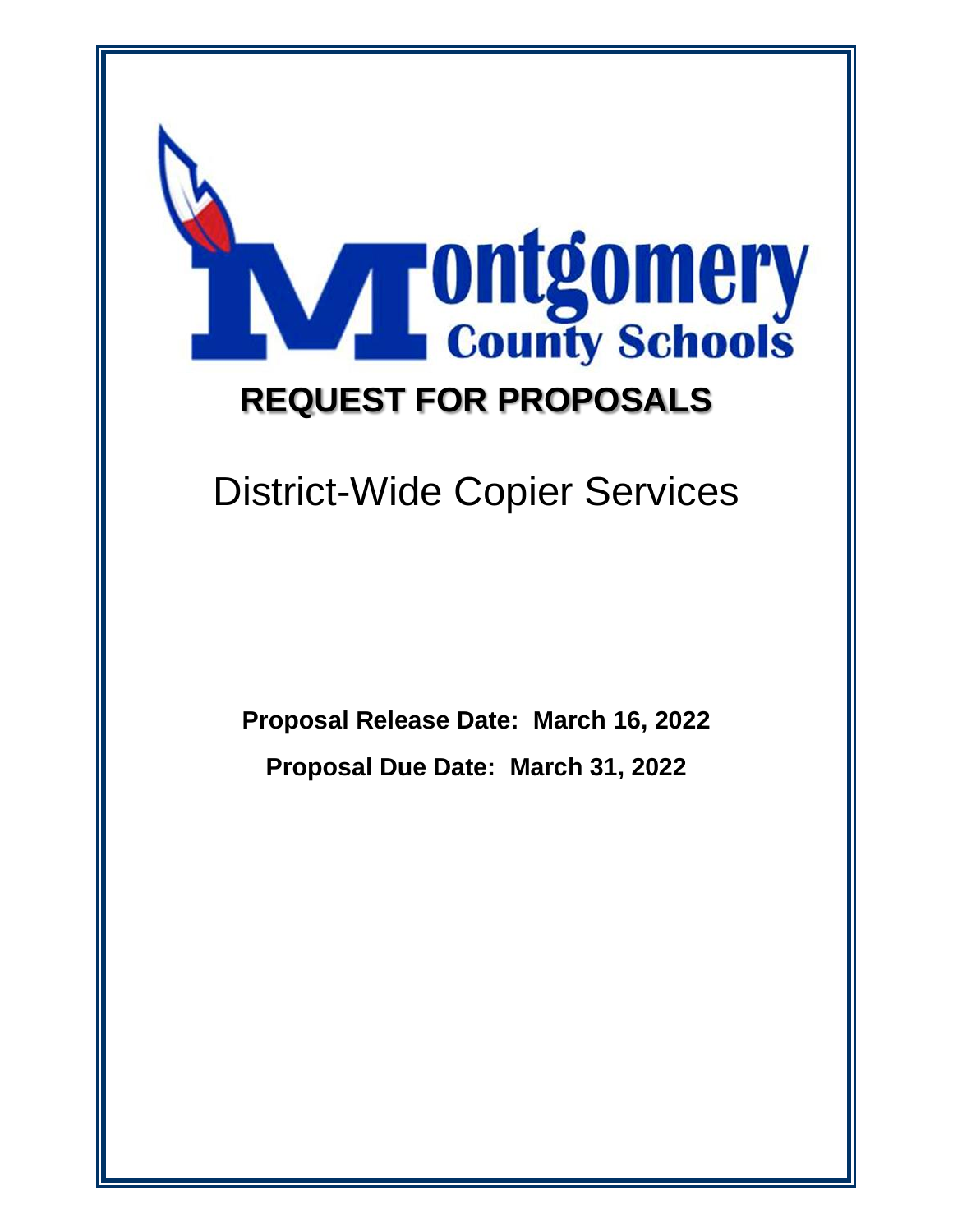Montgomery County Schools

# REQUEST FOR PROPOSALS

## District-Wide Copier Services

**Proposal Release Date: March 16, 2022**

**Proposal Due Date: March 31, 2022**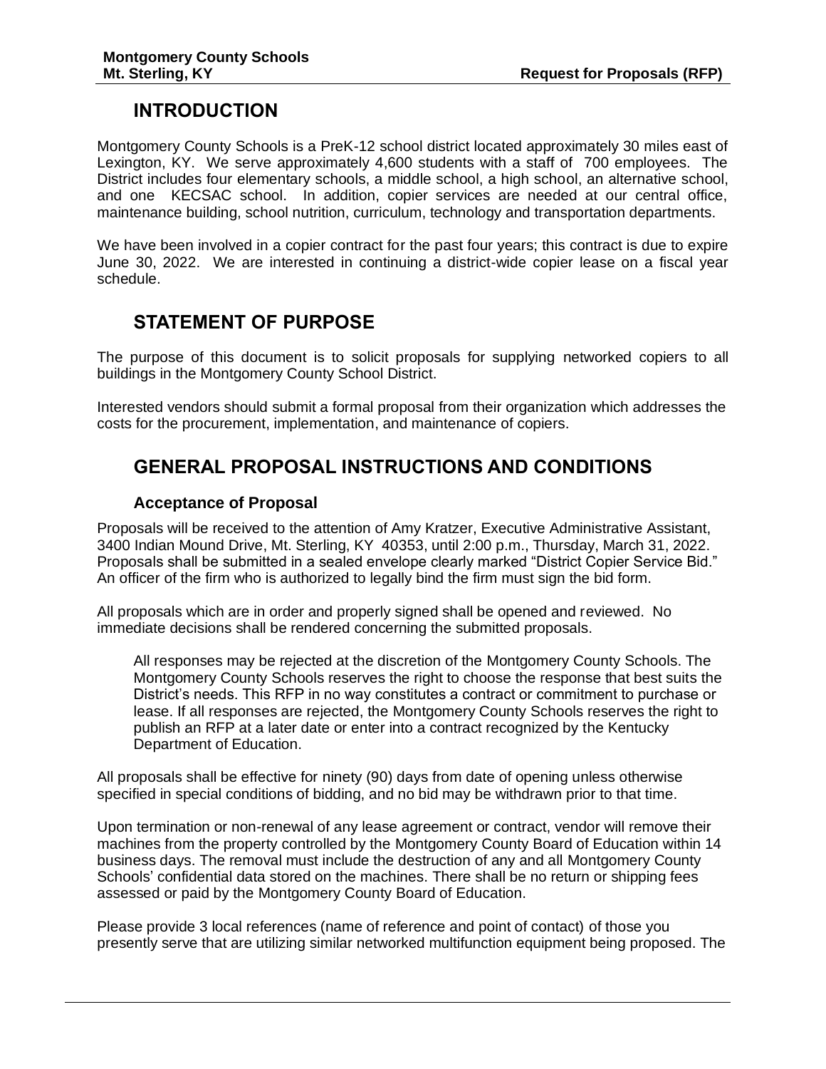## INTRODUCTION

Montgomery County Schools is a PreK-12 school district located approximately 30 miles east of Lexington, KY. We serve approximately 4,600 students with a staff of 700 employees. The District includes four elementary schools, a middle school, a high school, an alternative school, and one KECSAC school. In addition, copier services are needed at our central office, maintenance building, school nutrition, curriculum, technology and transportation departments.

We have been involved in a copier contract for the past four years; this contract is due to expire June 30, 2022. We are interested in continuing a district-wide copier lease on a fiscal year schedule.

## STATEMENT OF PURPOSE

The purpose of this document is to solicit proposals for supplying networked copiers to all buildings in the Montgomery County School District.

Interested vendors should submit a formal proposal from their organization which addresses the costs for the procurement, implementation, and maintenance of copiers.

## GENERAL PROPOSAL INSTRUCTIONS AND CONDITIONS

### Acceptance of Proposal

Proposals will be received to the attention of Amy Kratzer, Executive Administrative Assistant, 3400 Indian Mound Drive, Mt. Sterling, KY 40353, until 2:00 p.m., Thursday, March 31, 2022. Proposals shall be submitted in a sealed envelope clearly marked "District Copier Service Bid." An officer of the firm who is authorized to legally bind the firm must sign the bid form.

All proposals which are in order and properly signed shall be opened and reviewed. No immediate decisions shall be rendered concerning the submitted proposals.

> All responses may be rejected at the discretion of the Montgomery County Schools. The Montgomery County Schools reserves the right to choose the response that best suits the District's needs. This RFP in no way constitutes a contract or commitment to purchase or lease. If all responses are rejected, the Montgomery County Schools reserves the right to publish an RFP at a later date or enter into a contract recognized by the Kentucky Department of Education.

All proposals shall be effective for ninety (90) days from date of opening unless otherwise specified in special conditions of bidding, and no bid may be withdrawn prior to that time.

Upon termination or non-renewal of any lease agreement or contract, vendor will remove their machines from the property controlled by the Montgomery County Board of Education within 14 business days. The removal must include the destruction of any and all Montgomery County Schools' confidential data stored on the machines. There shall be no return or shipping fees assessed or paid by the Montgomery County Board of Education.

Please provide 3 local references (name of reference and point of contact) of those you presently serve that are utilizing similar networked multifunction equipment being proposed. The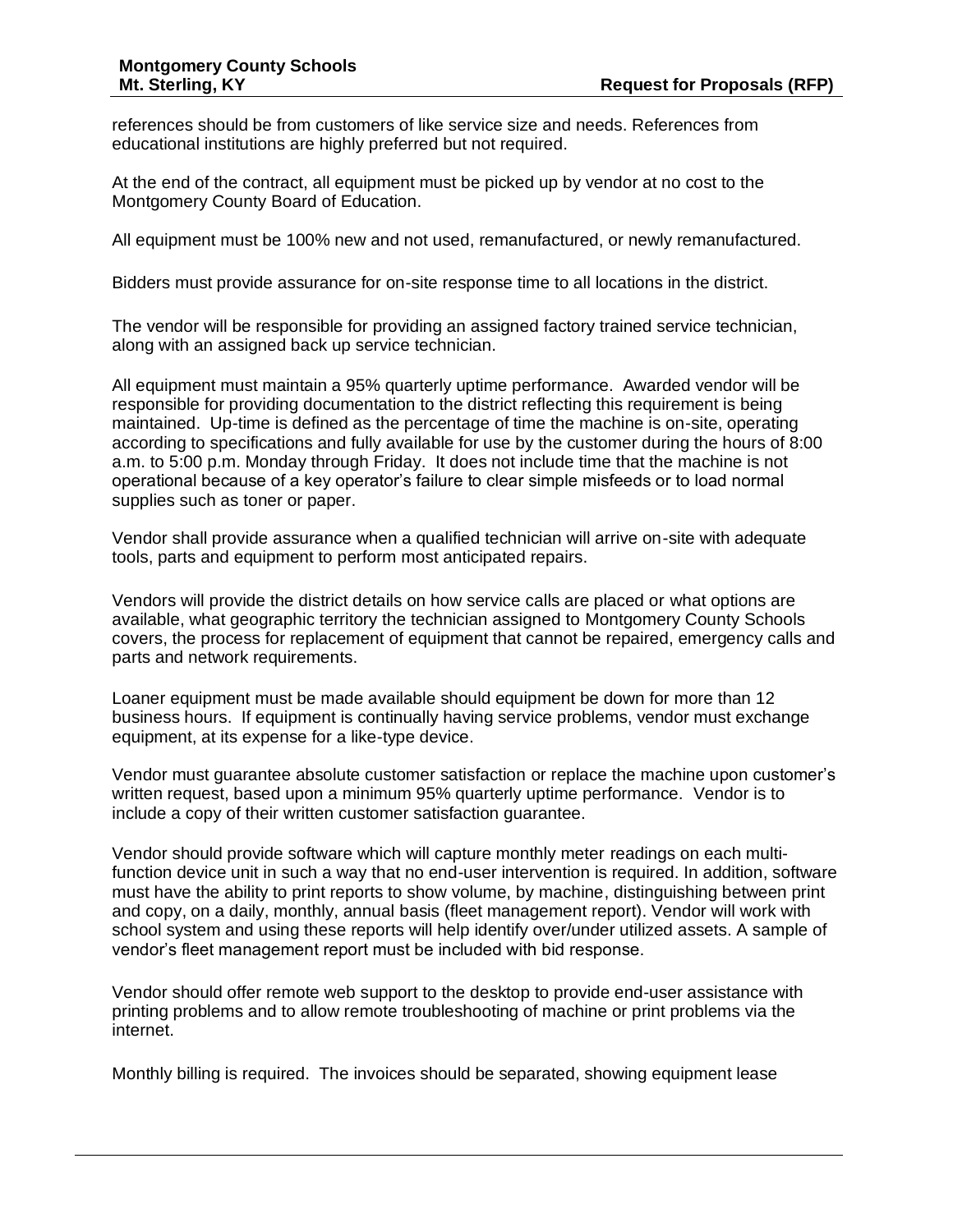references should be from customers of like service size and needs. References from educational institutions are highly preferred but not required.

At the end of the contract, all equipment must be picked up by vendor at no cost to the Montgomery County Board of Education.

All equipment must be 100% new and not used, remanufactured, or newly remanufactured.

Bidders must provide assurance for on-site response time to all locations in the district.

The vendor will be responsible for providing an assigned factory trained service technician, along with an assigned back up service technician.

All equipment must maintain a 95% quarterly uptime performance. Awarded vendor will be responsible for providing documentation to the district reflecting this requirement is being maintained. Up-time is defined as the percentage of time the machine is on-site, operating according to specifications and fully available for use by the customer during the hours of 8:00 a.m. to 5:00 p.m. Monday through Friday. It does not include time that the machine is not operational because of a key operator's failure to clear simple misfeeds or to load normal supplies such as toner or paper.

Vendor shall provide assurance when a qualified technician will arrive on-site with adequate tools, parts and equipment to perform most anticipated repairs.

Vendors will provide the district details on how service calls are placed or what options are available, what geographic territory the technician assigned to Montgomery County Schools covers, the process for replacement of equipment that cannot be repaired, emergency calls and parts and network requirements.

Loaner equipment must be made available should equipment be down for more than 12 business hours. If equipment is continually having service problems, vendor must exchange equipment, at its expense for a like-type device.

Vendor must guarantee absolute customer satisfaction or replace the machine upon customer's written request, based upon a minimum 95% quarterly uptime performance. Vendor is to include a copy of their written customer satisfaction guarantee.

Vendor should provide software which will capture monthly meter readings on each multi-function device unit in such a way that no end-user intervention is required. In addition, software must have the ability to print reports to show volume, by machine, distinguishing between print and copy, on a daily, monthly, annual basis (fleet management report). Vendor will work with school system and using these reports will help identify over/under utilized assets. A sample of vendor's fleet management report must be included with bid response.

Vendor should offer remote web support to the desktop to provide end-user assistance with printing problems and to allow remote troubleshooting of machine or print problems via the internet.

Monthly billing is required. The invoices should be separated, showing equipment lease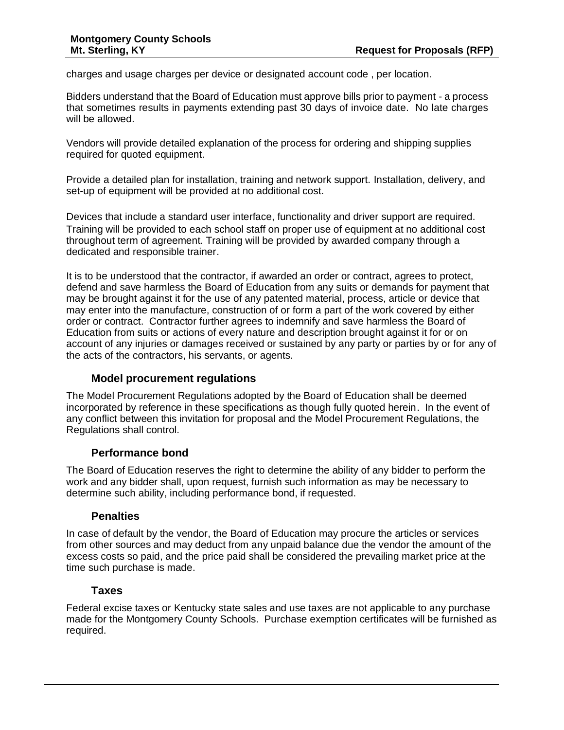charges and usage charges per device or designated account code , per location.

Bidders understand that the Board of Education must approve bills prior to payment - a process that sometimes results in payments extending past 30 days of invoice date. No late charges will be allowed.

Vendors will provide detailed explanation of the process for ordering and shipping supplies required for quoted equipment.

Provide a detailed plan for installation, training and network support. Installation, delivery, and set-up of equipment will be provided at no additional cost.

Devices that include a standard user interface, functionality and driver support are required. Training will be provided to each school staff on proper use of equipment at no additional cost throughout term of agreement. Training will be provided by awarded company through a dedicated and responsible trainer.

It is to be understood that the contractor, if awarded an order or contract, agrees to protect, defend and save harmless the Board of Education from any suits or demands for payment that may be brought against it for the use of any patented material, process, article or device that may enter into the manufacture, construction of or form a part of the work covered by either order or contract. Contractor further agrees to indemnify and save harmless the Board of Education from suits or actions of every nature and description brought against it for or on account of any injuries or damages received or sustained by any party or parties by or for any of the acts of the contractors, his servants, or agents.

### Model procurement regulations

The Model Procurement Regulations adopted by the Board of Education shall be deemed incorporated by reference in these specifications as though fully quoted herein. In the event of any conflict between this invitation for proposal and the Model Procurement Regulations, the Regulations shall control.

### Performance bond

The Board of Education reserves the right to determine the ability of any bidder to perform the work and any bidder shall, upon request, furnish such information as may be necessary to determine such ability, including performance bond, if requested.

### Penalties

In case of default by the vendor, the Board of Education may procure the articles or services from other sources and may deduct from any unpaid balance due the vendor the amount of the excess costs so paid, and the price paid shall be considered the prevailing market price at the time such purchase is made.

### Taxes

Federal excise taxes or Kentucky state sales and use taxes are not applicable to any purchase made for the Montgomery County Schools. Purchase exemption certificates will be furnished as required.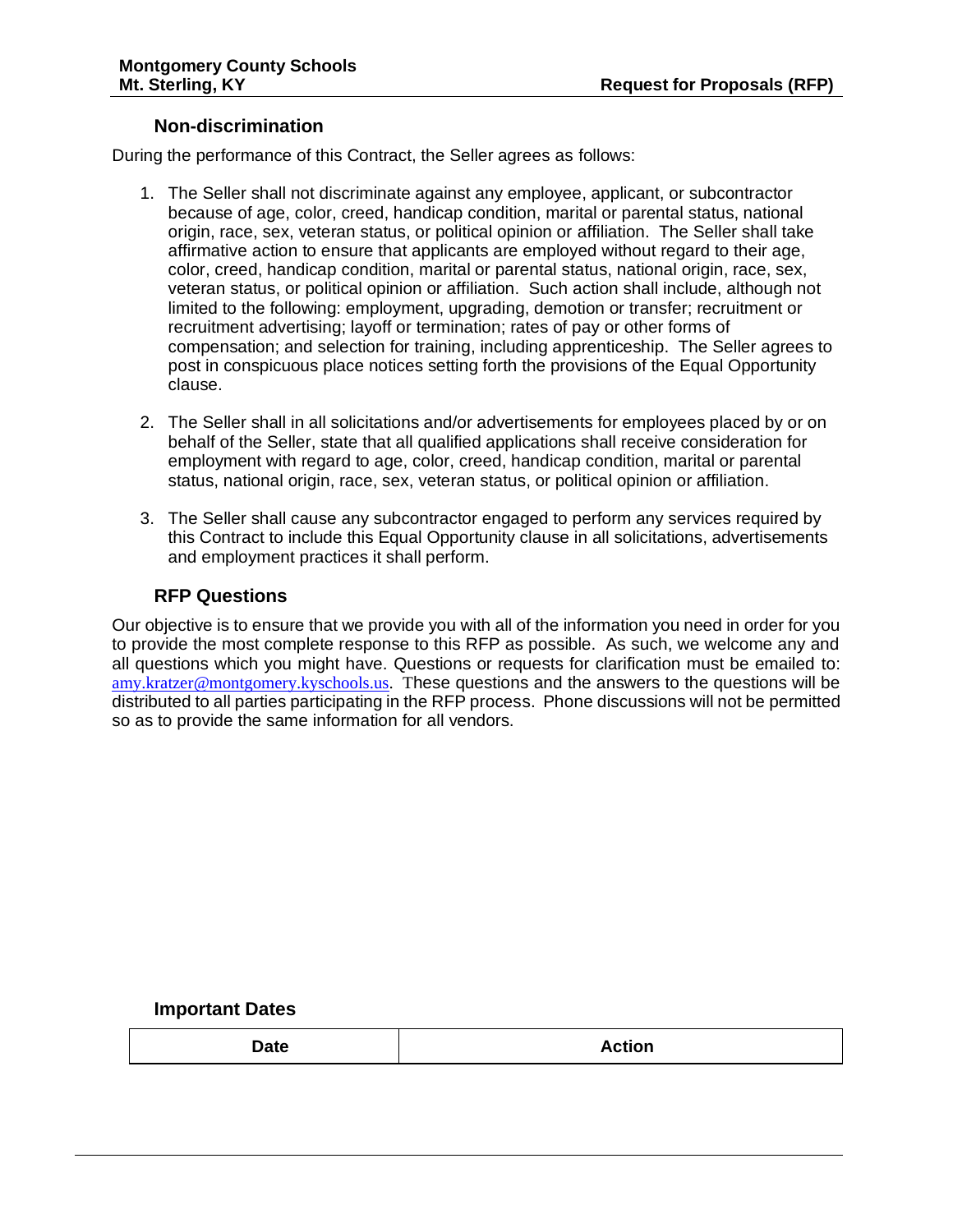## Non-discrimination

During the performance of this Contract, the Seller agrees as follows:

1. The Seller shall not discriminate against any employee, applicant, or subcontractor because of age, color, creed, handicap condition, marital or parental status, national origin, race, sex, veteran status, or political opinion or affiliation. The Seller shall take affirmative action to ensure that applicants are employed without regard to their age, color, creed, handicap condition, marital or parental status, national origin, race, sex, veteran status, or political opinion or affiliation. Such action shall include, although not limited to the following: employment, upgrading, demotion or transfer; recruitment or recruitment advertising; layoff or termination; rates of pay or other forms of compensation; and selection for training, including apprenticeship. The Seller agrees to post in conspicuous place notices setting forth the provisions of the Equal Opportunity clause.

2. The Seller shall in all solicitations and/or advertisements for employees placed by or on behalf of the Seller, state that all qualified applications shall receive consideration for employment with regard to age, color, creed, handicap condition, marital or parental status, national origin, race, sex, veteran status, or political opinion or affiliation.

3. The Seller shall cause any subcontractor engaged to perform any services required by this Contract to include this Equal Opportunity clause in all solicitations, advertisements and employment practices it shall perform.

## RFP Questions

Our objective is to ensure that we provide you with all of the information you need in order for you to provide the most complete response to this RFP as possible. As such, we welcome any and all questions which you might have. Questions or requests for clarification must be emailed to: amy.kratzer@montgomery.kyschools.us. These questions and the answers to the questions will be distributed to all parties participating in the RFP process. Phone discussions will not be permitted so as to provide the same information for all vendors.

## Important Dates

| Date | Action |
|---|---|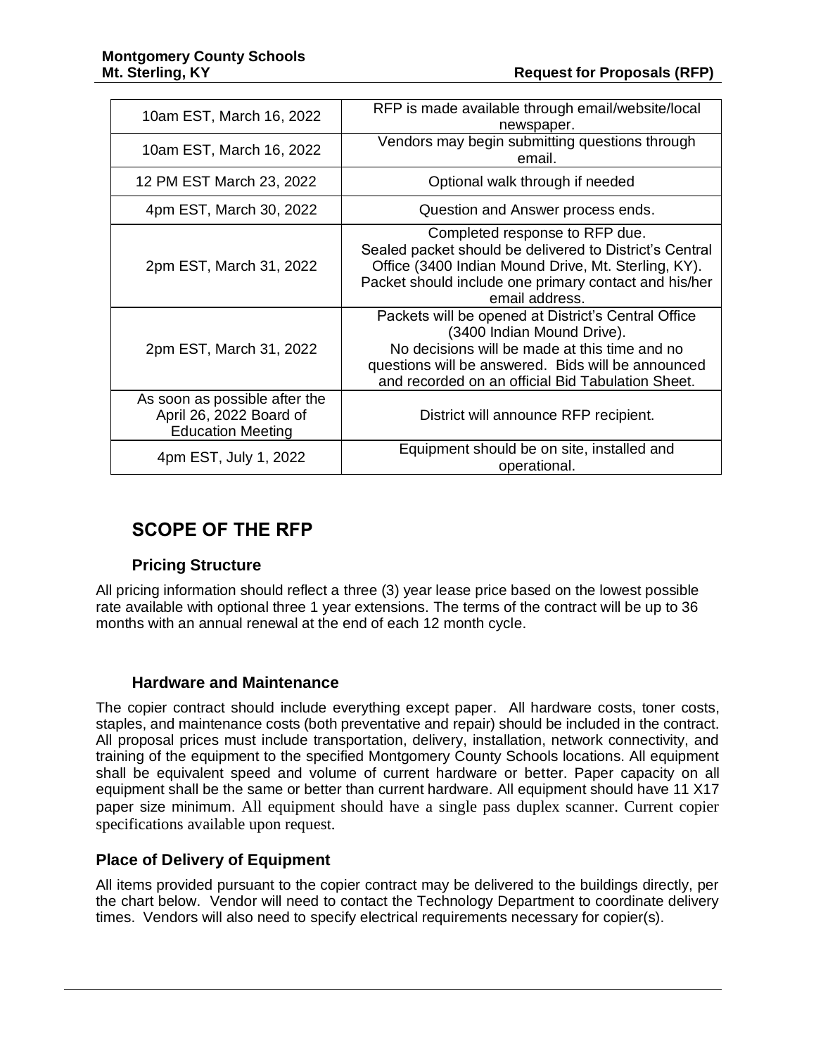| | |
|---|---|
| 10am EST, March 16, 2022 | RFP is made available through email/website/local newspaper. |
| 10am EST, March 16, 2022 | Vendors may begin submitting questions through email. |
| 12 PM EST March 23, 2022 | Optional walk through if needed |
| 4pm EST, March 30, 2022 | Question and Answer process ends. |
| 2pm EST, March 31, 2022 | Completed response to RFP due.<br>Sealed packet should be delivered to District's Central Office (3400 Indian Mound Drive, Mt. Sterling, KY).<br>Packet should include one primary contact and his/her email address. |
| 2pm EST, March 31, 2022 | Packets will be opened at District's Central Office (3400 Indian Mound Drive).<br>No decisions will be made at this time and no questions will be answered. Bids will be announced and recorded on an official Bid Tabulation Sheet. |
| As soon as possible after the April 26, 2022 Board of Education Meeting | District will announce RFP recipient. |
| 4pm EST, July 1, 2022 | Equipment should be on site, installed and operational. |

## SCOPE OF THE RFP

### Pricing Structure

All pricing information should reflect a three (3) year lease price based on the lowest possible rate available with optional three 1 year extensions. The terms of the contract will be up to 36 months with an annual renewal at the end of each 12 month cycle.

### Hardware and Maintenance

The copier contract should include everything except paper. All hardware costs, toner costs, staples, and maintenance costs (both preventative and repair) should be included in the contract. All proposal prices must include transportation, delivery, installation, network connectivity, and training of the equipment to the specified Montgomery County Schools locations. All equipment shall be equivalent speed and volume of current hardware or better. Paper capacity on all equipment shall be the same or better than current hardware. All equipment should have 11 X17 paper size minimum. All equipment should have a single pass duplex scanner. Current copier specifications available upon request.

### Place of Delivery of Equipment

All items provided pursuant to the copier contract may be delivered to the buildings directly, per the chart below. Vendor will need to contact the Technology Department to coordinate delivery times. Vendors will also need to specify electrical requirements necessary for copier(s).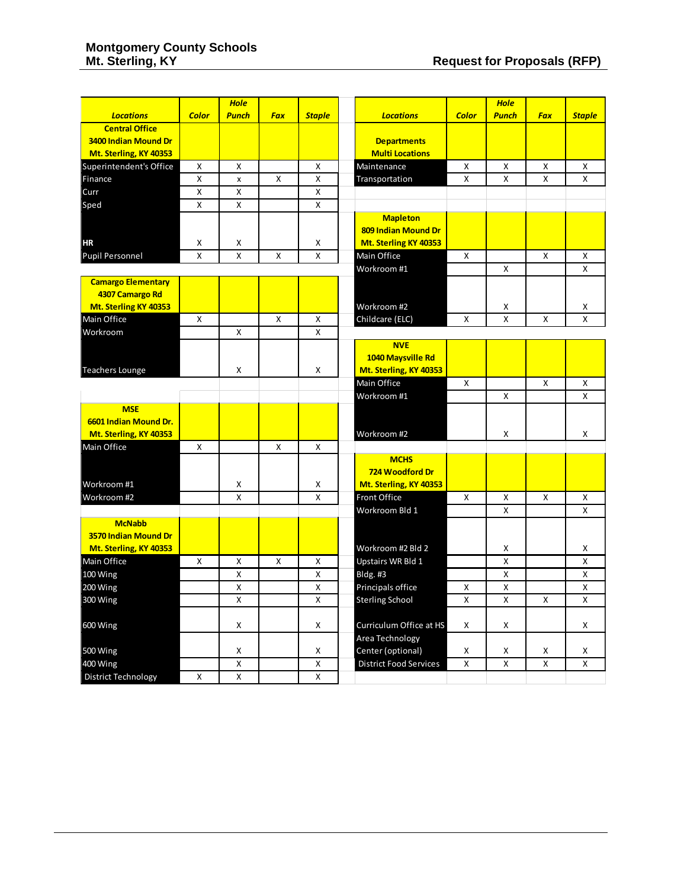## Montgomery County Schools
## Mt. Sterling, KY

## Request for Proposals (RFP)

| Locations | Color | Hole Punch | Fax | Staple |
|---|---|---|---|---|
| **Central Office 3400 Indian Mound Dr Mt. Sterling, KY 40353** | | | | |
| Superintendent's Office | X | X | | X |
| Finance | X | x | X | X |
| Curr | X | X | | X |
| Sped | X | X | | X |
| HR | X | X | | X |
| Pupil Personnel | X | X | X | X |
| **Camargo Elementary 4307 Camargo Rd Mt. Sterling KY 40353** | | | | |
| Main Office | X | | X | X |
| Workroom | | X | | X |
| Teachers Lounge | | X | | X |
| **MSE 6601 Indian Mound Dr. Mt. Sterling, KY 40353** | | | | |
| Main Office | X | | X | X |
| Workroom #1 | | X | | X |
| Workroom #2 | | X | | X |
| **McNabb 3570 Indian Mound Dr Mt. Sterling, KY 40353** | | | | |
| Main Office | X | X | X | X |
| 100 Wing | | X | | X |
| 200 Wing | | X | | X |
| 300 Wing | | X | | X |
| 600 Wing | | X | | X |
| 500 Wing | | X | | X |
| 400 Wing | | X | | X |
| District Technology | X | X | | X |

| Locations | Color | Hole Punch | Fax | Staple |
|---|---|---|---|---|
| **Departments Multi Locations** | | | | |
| Maintenance | X | X | X | X |
| Transportation | X | X | X | X |
| **Mapleton 809 Indian Mound Dr Mt. Sterling KY 40353** | | | | |
| Main Office | X | | X | X |
| Workroom #1 | | X | | X |
| Workroom #2 | | X | | X |
| Childcare (ELC) | X | X | X | X |
| **NVE 1040 Maysville Rd Mt. Sterling, KY 40353** | | | | |
| Main Office | X | | X | X |
| Workroom #1 | | X | | X |
| Workroom #2 | | X | | X |
| **MCHS 724 Woodford Dr Mt. Sterling, KY 40353** | | | | |
| Front Office | X | X | X | X |
| Workroom Bld 1 | | X | | X |
| Workroom #2 Bld 2 | | X | | X |
| Upstairs WR Bld 1 | | X | | X |
| Bldg. #3 | | X | | X |
| Principals office | X | X | | X |
| Sterling School | X | X | X | X |
| Curriculum Office at HS | X | X | | X |
| Area Technology Center (optional) | X | X | X | X |
| District Food Services | X | X | X | X |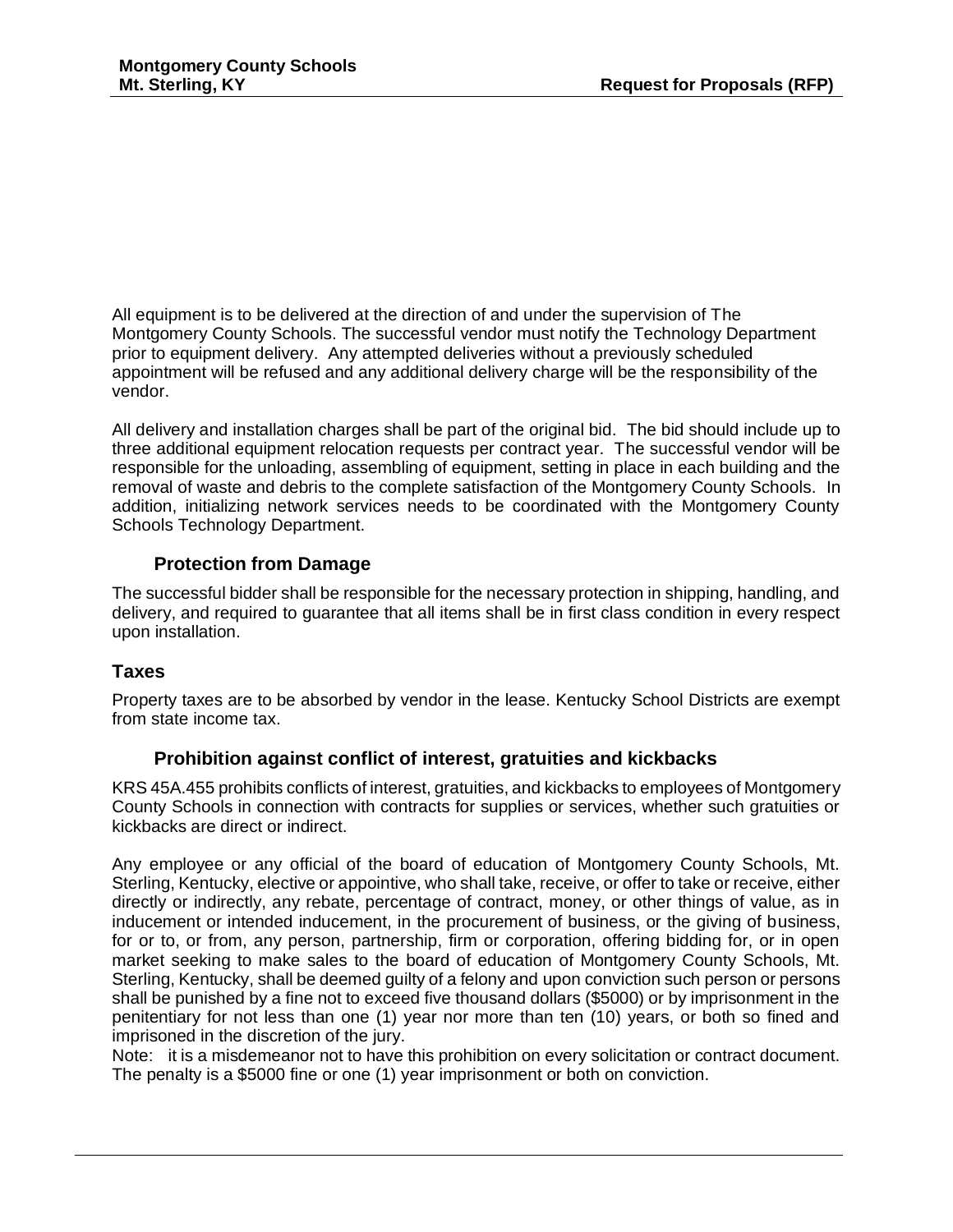All equipment is to be delivered at the direction of and under the supervision of The Montgomery County Schools. The successful vendor must notify the Technology Department prior to equipment delivery. Any attempted deliveries without a previously scheduled appointment will be refused and any additional delivery charge will be the responsibility of the vendor.

All delivery and installation charges shall be part of the original bid. The bid should include up to three additional equipment relocation requests per contract year. The successful vendor will be responsible for the unloading, assembling of equipment, setting in place in each building and the removal of waste and debris to the complete satisfaction of the Montgomery County Schools. In addition, initializing network services needs to be coordinated with the Montgomery County Schools Technology Department.

### Protection from Damage

The successful bidder shall be responsible for the necessary protection in shipping, handling, and delivery, and required to guarantee that all items shall be in first class condition in every respect upon installation.

## Taxes

Property taxes are to be absorbed by vendor in the lease. Kentucky School Districts are exempt from state income tax.

### Prohibition against conflict of interest, gratuities and kickbacks

KRS 45A.455 prohibits conflicts of interest, gratuities, and kickbacks to employees of Montgomery County Schools in connection with contracts for supplies or services, whether such gratuities or kickbacks are direct or indirect.

Any employee or any official of the board of education of Montgomery County Schools, Mt. Sterling, Kentucky, elective or appointive, who shall take, receive, or offer to take or receive, either directly or indirectly, any rebate, percentage of contract, money, or other things of value, as in inducement or intended inducement, in the procurement of business, or the giving of business, for or to, or from, any person, partnership, firm or corporation, offering bidding for, or in open market seeking to make sales to the board of education of Montgomery County Schools, Mt. Sterling, Kentucky, shall be deemed guilty of a felony and upon conviction such person or persons shall be punished by a fine not to exceed five thousand dollars ($5000) or by imprisonment in the penitentiary for not less than one (1) year nor more than ten (10) years, or both so fined and imprisoned in the discretion of the jury.

Note: it is a misdemeanor not to have this prohibition on every solicitation or contract document. The penalty is a $5000 fine or one (1) year imprisonment or both on conviction.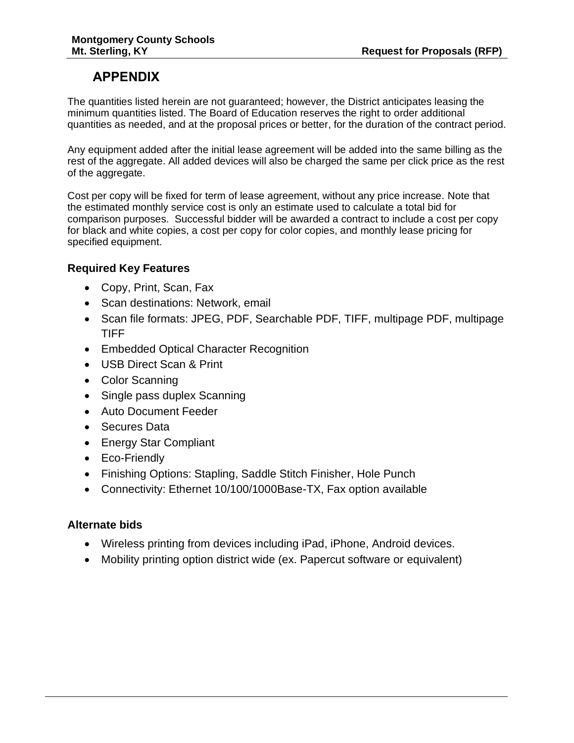# APPENDIX

The quantities listed herein are not guaranteed; however, the District anticipates leasing the minimum quantities listed. The Board of Education reserves the right to order additional quantities as needed, and at the proposal prices or better, for the duration of the contract period.

Any equipment added after the initial lease agreement will be added into the same billing as the rest of the aggregate. All added devices will also be charged the same per click price as the rest of the aggregate.

Cost per copy will be fixed for term of lease agreement, without any price increase. Note that the estimated monthly service cost is only an estimate used to calculate a total bid for comparison purposes. Successful bidder will be awarded a contract to include a cost per copy for black and white copies, a cost per copy for color copies, and monthly lease pricing for specified equipment.

### Required Key Features

- Copy, Print, Scan, Fax
- Scan destinations: Network, email
- Scan file formats: JPEG, PDF, Searchable PDF, TIFF, multipage PDF, multipage TIFF
- Embedded Optical Character Recognition
- USB Direct Scan & Print
- Color Scanning
- Single pass duplex Scanning
- Auto Document Feeder
- Secures Data
- Energy Star Compliant
- Eco-Friendly
- Finishing Options: Stapling, Saddle Stitch Finisher, Hole Punch
- Connectivity: Ethernet 10/100/1000Base-TX, Fax option available

### Alternate bids

- Wireless printing from devices including iPad, iPhone, Android devices.
- Mobility printing option district wide (ex. Papercut software or equivalent)